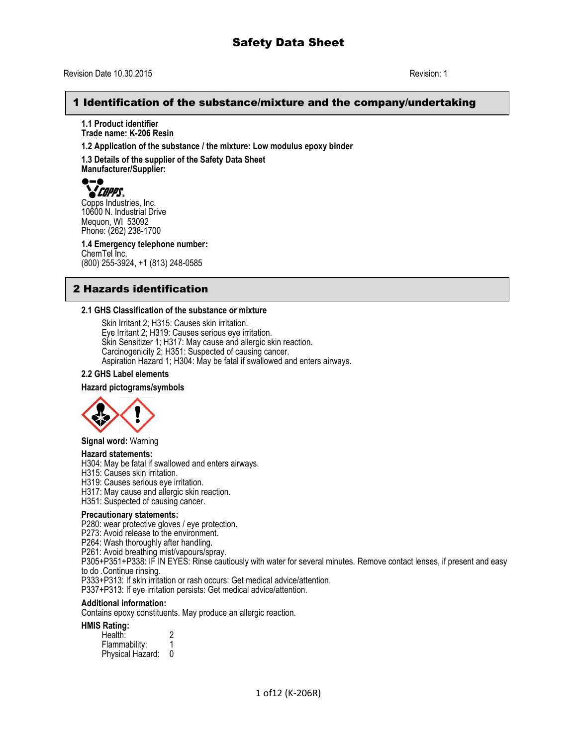# Safety Data Sheet

Revision Date 10.30.2015 Revision: 1

## 1 Identification of the substance/mixture and the company/undertaking

**1.1 Product identifier**
**Trade name: K-206 Resin**

**1.2 Application of the substance / the mixture: Low modulus epoxy binder**

**1.3 Details of the supplier of the Safety Data Sheet**
**Manufacturer/Supplier:**

COPPS

Copps Industries, Inc.
10600 N. Industrial Drive
Mequon, WI 53092
Phone: (262) 238-1700

**1.4 Emergency telephone number:**
ChemTel Inc.
(800) 255-3924, +1 (813) 248-0585

## 2 Hazards identification

**2.1 GHS Classification of the substance or mixture**

Skin Irritant 2; H315: Causes skin irritation.
Eye Irritant 2; H319: Causes serious eye irritation.
Skin Sensitizer 1; H317: May cause and allergic skin reaction.
Carcinogenicity 2; H351: Suspected of causing cancer.
Aspiration Hazard 1; H304: May be fatal if swallowed and enters airways.

**2.2 GHS Label elements**

**Hazard pictograms/symbols**

**Signal word:** Warning

**Hazard statements:**
H304: May be fatal if swallowed and enters airways.
H315: Causes skin irritation.
H319: Causes serious eye irritation.
H317: May cause and allergic skin reaction.
H351: Suspected of causing cancer.

**Precautionary statements:**
P280: wear protective gloves / eye protection.
P273: Avoid release to the environment.
P264: Wash thoroughly after handling.
P261: Avoid breathing mist/vapours/spray.
P305+P351+P338: IF IN EYES: Rinse cautiously with water for several minutes. Remove contact lenses, if present and easy to do .Continue rinsing.
P333+P313: If skin irritation or rash occurs: Get medical advice/attention.
P337+P313: If eye irritation persists: Get medical advice/attention.

**Additional information:**
Contains epoxy constituents. May produce an allergic reaction.

**HMIS Rating:**

| | |
|---|---|
| Health: | 2 |
| Flammability: | 1 |
| Physical Hazard: | 0 |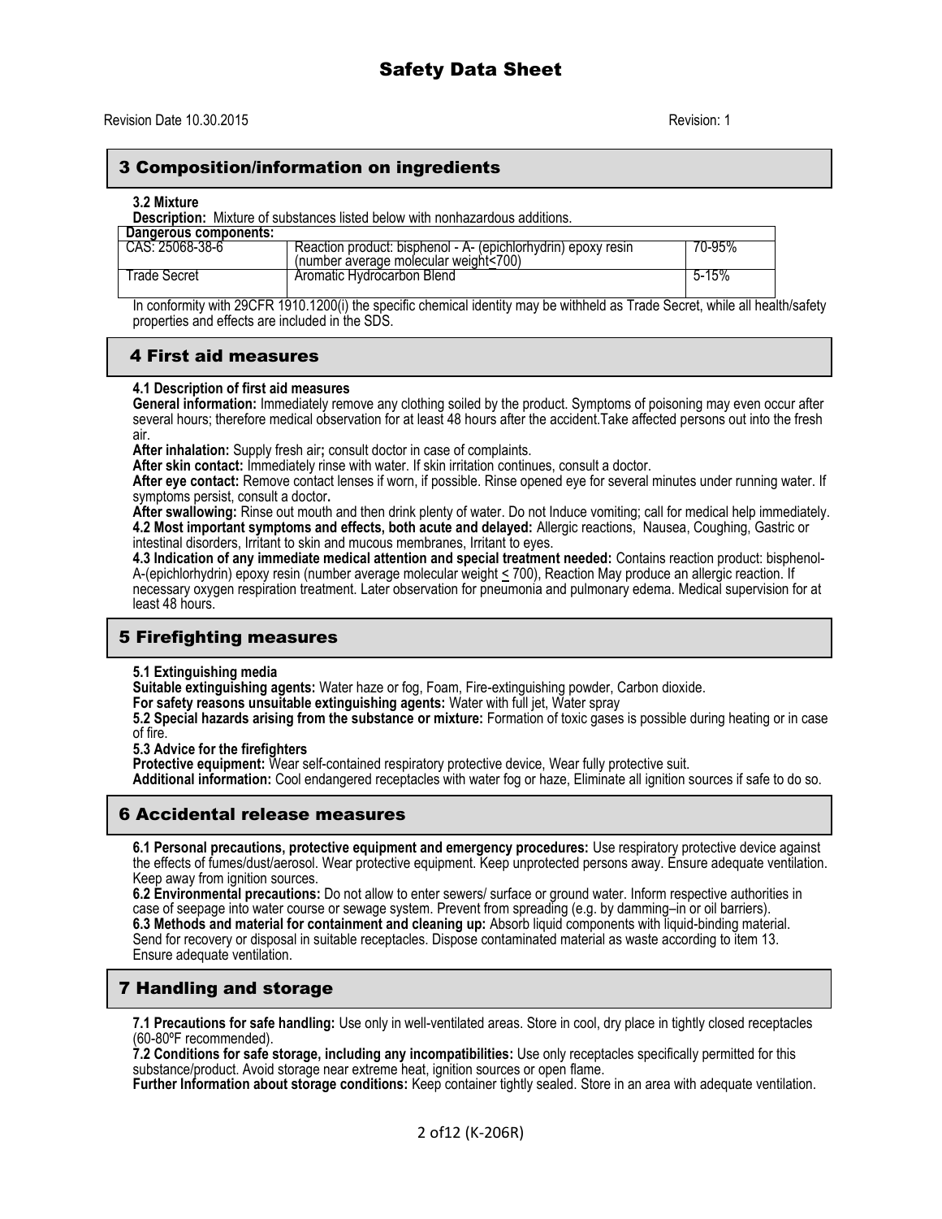# Safety Data Sheet

Revision Date 10.30.2015 Revision: 1

## 3 Composition/information on ingredients

**3.2 Mixture**

**Description:** Mixture of substances listed below with nonhazardous additions.

| Dangerous components: | | |
|---|---|---|
| CAS: 25068-38-6 | Reaction product: bisphenol - A- (epichlorhydrin) epoxy resin (number average molecular weight<700) | 70-95% |
| Trade Secret | Aromatic Hydrocarbon Blend | 5-15% |

In conformity with 29CFR 1910.1200(i) the specific chemical identity may be withheld as Trade Secret, while all health/safety properties and effects are included in the SDS.

## 4 First aid measures

**4.1 Description of first aid measures**

**General information:** Immediately remove any clothing soiled by the product. Symptoms of poisoning may even occur after several hours; therefore medical observation for at least 48 hours after the accident.Take affected persons out into the fresh air.

**After inhalation:** Supply fresh air**;** consult doctor in case of complaints.

**After skin contact:** Immediately rinse with water. If skin irritation continues, consult a doctor.

**After eye contact:** Remove contact lenses if worn, if possible. Rinse opened eye for several minutes under running water. If symptoms persist, consult a doctor**.**

**After swallowing:** Rinse out mouth and then drink plenty of water. Do not Induce vomiting; call for medical help immediately.

**4.2 Most important symptoms and effects, both acute and delayed:** Allergic reactions, Nausea, Coughing, Gastric or intestinal disorders, Irritant to skin and mucous membranes, Irritant to eyes.

**4.3 Indication of any immediate medical attention and special treatment needed:** Contains reaction product: bisphenol-A-(epichlorhydrin) epoxy resin (number average molecular weight ≤ 700), Reaction May produce an allergic reaction. If necessary oxygen respiration treatment. Later observation for pneumonia and pulmonary edema. Medical supervision for at least 48 hours.

## 5 Firefighting measures

**5.1 Extinguishing media**

**Suitable extinguishing agents:** Water haze or fog, Foam, Fire-extinguishing powder, Carbon dioxide.

**For safety reasons unsuitable extinguishing agents:** Water with full jet, Water spray

**5.2 Special hazards arising from the substance or mixture:** Formation of toxic gases is possible during heating or in case of fire.

**5.3 Advice for the firefighters**

**Protective equipment:** Wear self-contained respiratory protective device, Wear fully protective suit.

**Additional information:** Cool endangered receptacles with water fog or haze, Eliminate all ignition sources if safe to do so.

## 6 Accidental release measures

**6.1 Personal precautions, protective equipment and emergency procedures:** Use respiratory protective device against the effects of fumes/dust/aerosol. Wear protective equipment. Keep unprotected persons away. Ensure adequate ventilation. Keep away from ignition sources.

**6.2 Environmental precautions:** Do not allow to enter sewers/ surface or ground water. Inform respective authorities in case of seepage into water course or sewage system. Prevent from spreading (e.g. by damming–in or oil barriers).

**6.3 Methods and material for containment and cleaning up:** Absorb liquid components with liquid-binding material. Send for recovery or disposal in suitable receptacles. Dispose contaminated material as waste according to item 13. Ensure adequate ventilation.

## 7 Handling and storage

**7.1 Precautions for safe handling:** Use only in well-ventilated areas. Store in cool, dry place in tightly closed receptacles (60-80ºF recommended).

**7.2 Conditions for safe storage, including any incompatibilities:** Use only receptacles specifically permitted for this substance/product. Avoid storage near extreme heat, ignition sources or open flame.

**Further Information about storage conditions:** Keep container tightly sealed. Store in an area with adequate ventilation.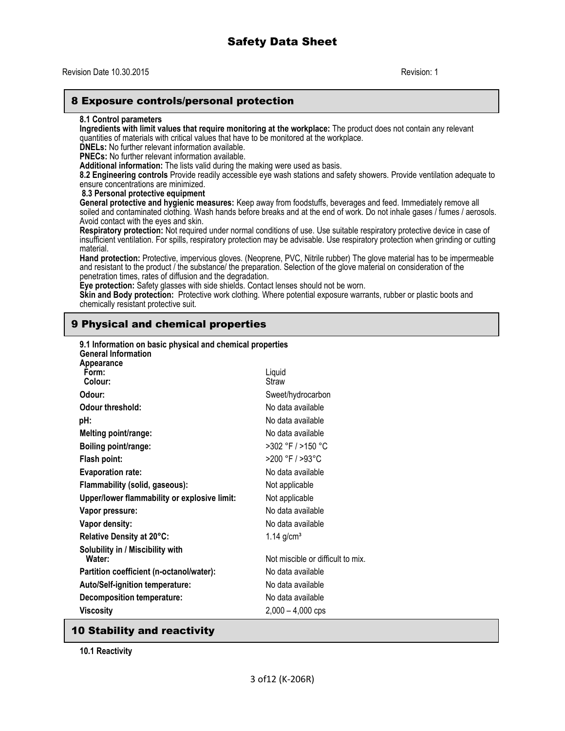## 8 Exposure controls/personal protection

**8.1 Control parameters**

**Ingredients with limit values that require monitoring at the workplace:** The product does not contain any relevant quantities of materials with critical values that have to be monitored at the workplace.

**DNELs:** No further relevant information available.

**PNECs:** No further relevant information available.

**Additional information:** The lists valid during the making were used as basis.

**8.2 Engineering controls** Provide readily accessible eye wash stations and safety showers. Provide ventilation adequate to ensure concentrations are minimized.

**8.3 Personal protective equipment**

**General protective and hygienic measures:** Keep away from foodstuffs, beverages and feed. Immediately remove all soiled and contaminated clothing. Wash hands before breaks and at the end of work. Do not inhale gases / fumes / aerosols. Avoid contact with the eyes and skin.

**Respiratory protection:** Not required under normal conditions of use. Use suitable respiratory protective device in case of insufficient ventilation. For spills, respiratory protection may be advisable. Use respiratory protection when grinding or cutting material.

**Hand protection:** Protective, impervious gloves. (Neoprene, PVC, Nitrile rubber) The glove material has to be impermeable and resistant to the product / the substance/ the preparation. Selection of the glove material on consideration of the penetration times, rates of diffusion and the degradation.

**Eye protection:** Safety glasses with side shields. Contact lenses should not be worn.

**Skin and Body protection:** Protective work clothing. Where potential exposure warrants, rubber or plastic boots and chemically resistant protective suit.

## 9 Physical and chemical properties

**9.1 Information on basic physical and chemical properties**

**General Information**

**Appearance**

| Property | Value |
|---|---|
| **Form:** | Liquid |
| **Colour:** | Straw |
| **Odour:** | Sweet/hydrocarbon |
| **Odour threshold:** | No data available |
| **pH:** | No data available |
| **Melting point/range:** | No data available |
| **Boiling point/range:** | >302 °F / >150 °C |
| **Flash point:** | >200 °F / >93°C |
| **Evaporation rate:** | No data available |
| **Flammability (solid, gaseous):** | Not applicable |
| **Upper/lower flammability or explosive limit:** | Not applicable |
| **Vapor pressure:** | No data available |
| **Vapor density:** | No data available |
| **Relative Density at 20°C:** | 1.14 g/cm³ |
| **Solubility in / Miscibility with Water:** | Not miscible or difficult to mix. |
| **Partition coefficient (n-octanol/water):** | No data available |
| **Auto/Self-ignition temperature:** | No data available |
| **Decomposition temperature:** | No data available |
| **Viscosity** | 2,000 – 4,000 cps |

## 10 Stability and reactivity

**10.1 Reactivity**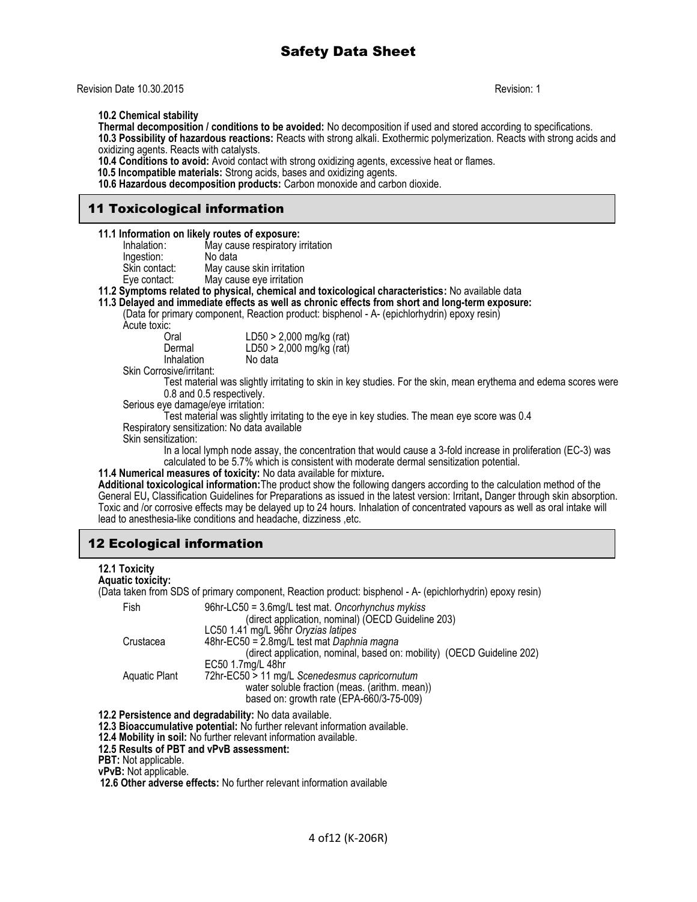**10.2 Chemical stability**

**Thermal decomposition / conditions to be avoided:** No decomposition if used and stored according to specifications.

**10.3 Possibility of hazardous reactions:** Reacts with strong alkali. Exothermic polymerization. Reacts with strong acids and oxidizing agents. Reacts with catalysts.

**10.4 Conditions to avoid:** Avoid contact with strong oxidizing agents, excessive heat or flames.

**10.5 Incompatible materials:** Strong acids, bases and oxidizing agents.

**10.6 Hazardous decomposition products:** Carbon monoxide and carbon dioxide.

## 11 Toxicological information

**11.1 Information on likely routes of exposure:**

| | |
|---|---|
| Inhalation: | May cause respiratory irritation |
| Ingestion: | No data |
| Skin contact: | May cause skin irritation |
| Eye contact: | May cause eye irritation |

**11.2 Symptoms related to physical, chemical and toxicological characteristics:** No available data

**11.3 Delayed and immediate effects as well as chronic effects from short and long-term exposure:**

(Data for primary component, Reaction product: bisphenol - A- (epichlorhydrin) epoxy resin)

Acute toxic:

| | |
|---|---|
| Oral | LD50 > 2,000 mg/kg (rat) |
| Dermal | LD50 > 2,000 mg/kg (rat) |
| Inhalation | No data |

Skin Corrosive/irritant:

Test material was slightly irritating to skin in key studies. For the skin, mean erythema and edema scores were 0.8 and 0.5 respectively.

Serious eye damage/eye irritation:

Test material was slightly irritating to the eye in key studies. The mean eye score was 0.4

Respiratory sensitization: No data available

Skin sensitization:

In a local lymph node assay, the concentration that would cause a 3-fold increase in proliferation (EC-3) was calculated to be 5.7% which is consistent with moderate dermal sensitization potential.

**11.4 Numerical measures of toxicity:** No data available for mixture**.**

**Additional toxicological information:**The product show the following dangers according to the calculation method of the General EU**,** Classification Guidelines for Preparations as issued in the latest version: Irritant**,** Danger through skin absorption. Toxic and /or corrosive effects may be delayed up to 24 hours. Inhalation of concentrated vapours as well as oral intake will lead to anesthesia-like conditions and headache, dizziness ,etc.

## 12 Ecological information

**12.1 Toxicity**

**Aquatic toxicity:**

(Data taken from SDS of primary component, Reaction product: bisphenol - A- (epichlorhydrin) epoxy resin)

| | |
|---|---|
| Fish | 96hr-LC50 = 3.6mg/L test mat. *Oncorhynchus mykiss* (direct application, nominal) (OECD Guideline 203)<br>LC50 1.41 mg/L 96hr *Oryzias latipes* |
| Crustacea | 48hr-EC50 = 2.8mg/L test mat *Daphnia magna* (direct application, nominal, based on: mobility) (OECD Guideline 202)<br>EC50 1.7mg/L 48hr |
| Aquatic Plant | 72hr-EC50 > 11 mg/L *Scenedesmus capricornutum* water soluble fraction (meas. (arithm. mean)) based on: growth rate (EPA-660/3-75-009) |

**12.2 Persistence and degradability:** No data available.

**12.3 Bioaccumulative potential:** No further relevant information available.

**12.4 Mobility in soil:** No further relevant information available.

**12.5 Results of PBT and vPvB assessment:**

**PBT:** Not applicable.

**vPvB:** Not applicable.

**12.6 Other adverse effects:** No further relevant information available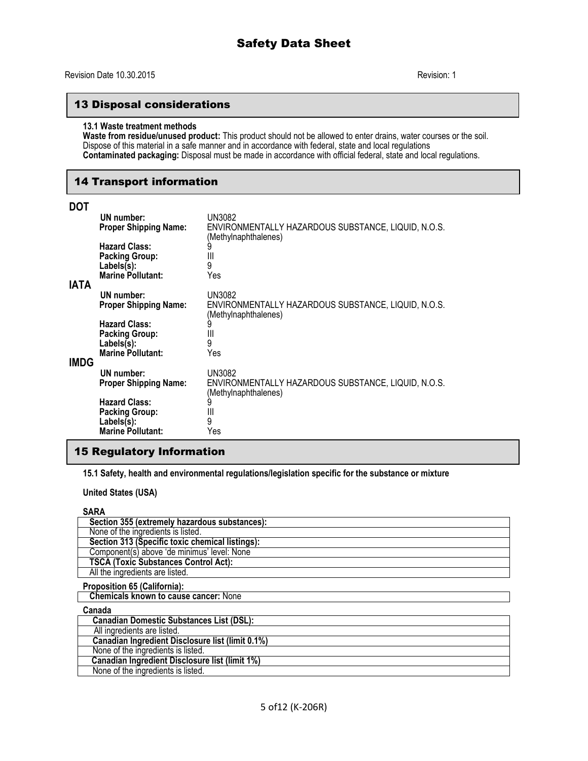## 13 Disposal considerations

**13.1 Waste treatment methods**

**Waste from residue/unused product:** This product should not be allowed to enter drains, water courses or the soil. Dispose of this material in a safe manner and in accordance with federal, state and local regulations

**Contaminated packaging:** Disposal must be made in accordance with official federal, state and local regulations.

## 14 Transport information

### DOT

**UN number:** UN3082
**Proper Shipping Name:** ENVIRONMENTALLY HAZARDOUS SUBSTANCE, LIQUID, N.O.S. (Methylnaphthalenes)
**Hazard Class:** 9
**Packing Group:** III
**Labels(s):** 9
**Marine Pollutant:** Yes

### IATA

**UN number:** UN3082
**Proper Shipping Name:** ENVIRONMENTALLY HAZARDOUS SUBSTANCE, LIQUID, N.O.S. (Methylnaphthalenes)
**Hazard Class:** 9
**Packing Group:** III
**Labels(s):** 9
**Marine Pollutant:** Yes

### IMDG

**UN number:** UN3082
**Proper Shipping Name:** ENVIRONMENTALLY HAZARDOUS SUBSTANCE, LIQUID, N.O.S. (Methylnaphthalenes)
**Hazard Class:** 9
**Packing Group:** III
**Labels(s):** 9
**Marine Pollutant:** Yes

## 15 Regulatory Information

**15.1 Safety, health and environmental regulations/legislation specific for the substance or mixture**

**United States (USA)**

**SARA**

| **Section 355 (extremely hazardous substances):** |
|---|
| None of the ingredients is listed. |
| **Section 313 (Specific toxic chemical listings):** |
| Component(s) above 'de minimus' level: None |
| **TSCA (Toxic Substances Control Act):** |
| All the ingredients are listed. |

**Proposition 65 (California):**

| **Chemicals known to cause cancer:** None |
|---|

**Canada**

| **Canadian Domestic Substances List (DSL):** |
|---|
| All ingredients are listed. |
| **Canadian Ingredient Disclosure list (limit 0.1%)** |
| None of the ingredients is listed. |
| **Canadian Ingredient Disclosure list (limit 1%)** |
| None of the ingredients is listed. |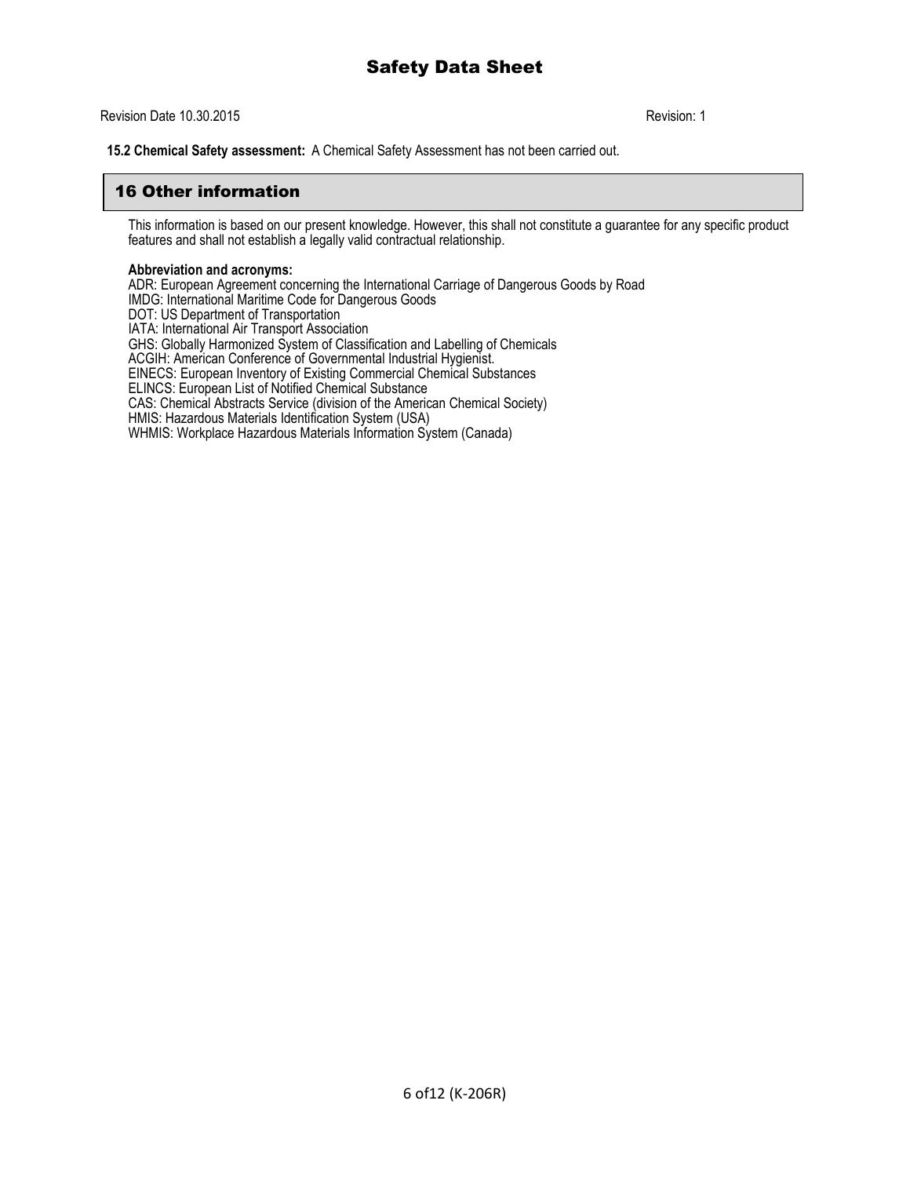**15.2 Chemical Safety assessment:** A Chemical Safety Assessment has not been carried out.

## 16 Other information

This information is based on our present knowledge. However, this shall not constitute a guarantee for any specific product features and shall not establish a legally valid contractual relationship.

**Abbreviation and acronyms:**
ADR: European Agreement concerning the International Carriage of Dangerous Goods by Road
IMDG: International Maritime Code for Dangerous Goods
DOT: US Department of Transportation
IATA: International Air Transport Association
GHS: Globally Harmonized System of Classification and Labelling of Chemicals
ACGIH: American Conference of Governmental Industrial Hygienist.
EINECS: European Inventory of Existing Commercial Chemical Substances
ELINCS: European List of Notified Chemical Substance
CAS: Chemical Abstracts Service (division of the American Chemical Society)
HMIS: Hazardous Materials Identification System (USA)
WHMIS: Workplace Hazardous Materials Information System (Canada)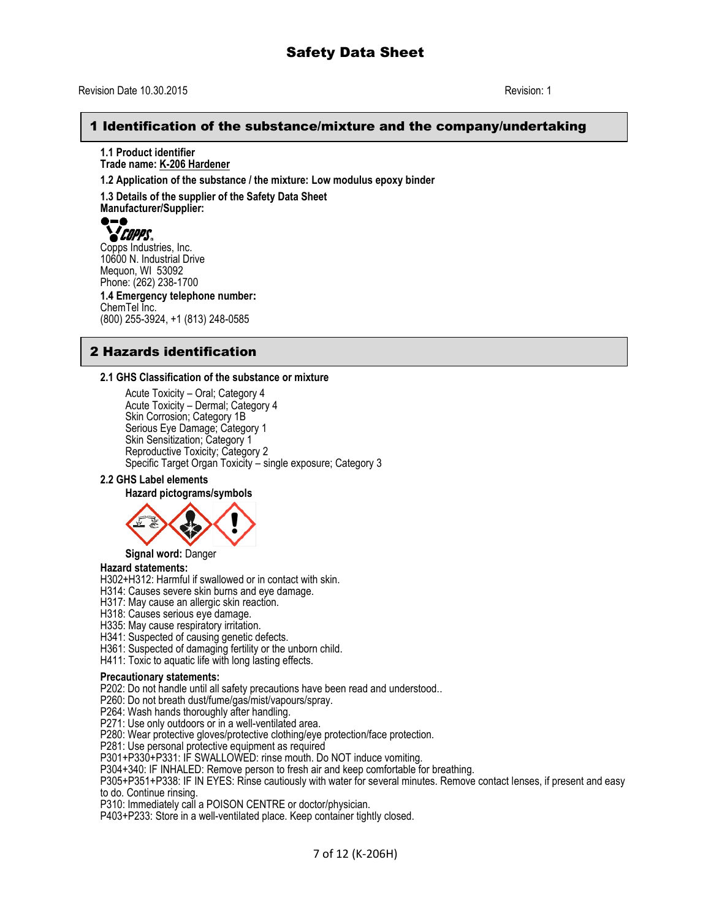# Safety Data Sheet

Revision Date 10.30.2015 Revision: 1

## 1 Identification of the substance/mixture and the company/undertaking

**1.1 Product identifier**
**Trade name: K-206 Hardener**

**1.2 Application of the substance / the mixture: Low modulus epoxy binder**

**1.3 Details of the supplier of the Safety Data Sheet**
**Manufacturer/Supplier:**

Copps Industries, Inc.
10600 N. Industrial Drive
Mequon, WI 53092
Phone: (262) 238-1700

**1.4 Emergency telephone number:**
ChemTel Inc.
(800) 255-3924, +1 (813) 248-0585

## 2 Hazards identification

**2.1 GHS Classification of the substance or mixture**

Acute Toxicity – Oral; Category 4
Acute Toxicity – Dermal; Category 4
Skin Corrosion; Category 1B
Serious Eye Damage; Category 1
Skin Sensitization; Category 1
Reproductive Toxicity; Category 2
Specific Target Organ Toxicity – single exposure; Category 3

**2.2 GHS Label elements**

**Hazard pictograms/symbols**

**Signal word:** Danger

**Hazard statements:**
H302+H312: Harmful if swallowed or in contact with skin.
H314: Causes severe skin burns and eye damage.
H317: May cause an allergic skin reaction.
H318: Causes serious eye damage.
H335: May cause respiratory irritation.
H341: Suspected of causing genetic defects.
H361: Suspected of damaging fertility or the unborn child.
H411: Toxic to aquatic life with long lasting effects.

**Precautionary statements:**
P202: Do not handle until all safety precautions have been read and understood..
P260: Do not breath dust/fume/gas/mist/vapours/spray.
P264: Wash hands thoroughly after handling.
P271: Use only outdoors or in a well-ventilated area.
P280: Wear protective gloves/protective clothing/eye protection/face protection.
P281: Use personal protective equipment as required
P301+P330+P331: IF SWALLOWED: rinse mouth. Do NOT induce vomiting.
P304+340: IF INHALED: Remove person to fresh air and keep comfortable for breathing.
P305+P351+P338: IF IN EYES: Rinse cautiously with water for several minutes. Remove contact lenses, if present and easy to do. Continue rinsing.
P310: Immediately call a POISON CENTRE or doctor/physician.
P403+P233: Store in a well-ventilated place. Keep container tightly closed.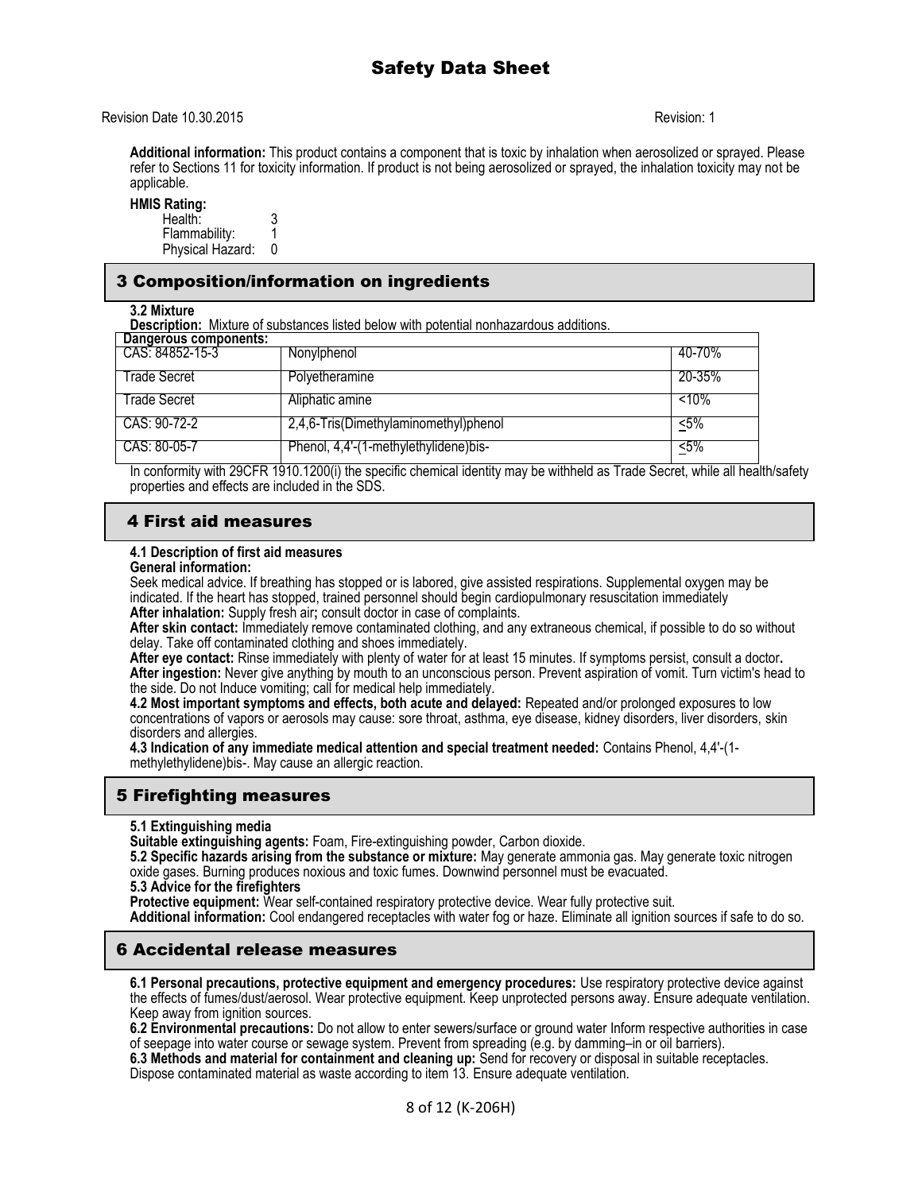**Additional information:** This product contains a component that is toxic by inhalation when aerosolized or sprayed. Please refer to Sections 11 for toxicity information. If product is not being aerosolized or sprayed, the inhalation toxicity may not be applicable.

**HMIS Rating:**

| | |
|---|---|
| Health: | 3 |
| Flammability: | 1 |
| Physical Hazard: | 0 |

## 3 Composition/information on ingredients

**3.2 Mixture**

**Description:** Mixture of substances listed below with potential nonhazardous additions.

| Dangerous components: | | |
|---|---|---|
| CAS: 84852-15-3 | Nonylphenol | 40-70% |
| Trade Secret | Polyetheramine | 20-35% |
| Trade Secret | Aliphatic amine | <10% |
| CAS: 90-72-2 | 2,4,6-Tris(Dimethylaminomethyl)phenol | ≤5% |
| CAS: 80-05-7 | Phenol, 4,4'-(1-methylethylidene)bis- | ≤5% |

In conformity with 29CFR 1910.1200(i) the specific chemical identity may be withheld as Trade Secret, while all health/safety properties and effects are included in the SDS.

## 4 First aid measures

**4.1 Description of first aid measures**

**General information:**

Seek medical advice. If breathing has stopped or is labored, give assisted respirations. Supplemental oxygen may be indicated. If the heart has stopped, trained personnel should begin cardiopulmonary resuscitation immediately

**After inhalation:** Supply fresh air**;** consult doctor in case of complaints.

**After skin contact:** Immediately remove contaminated clothing, and any extraneous chemical, if possible to do so without delay. Take off contaminated clothing and shoes immediately.

**After eye contact:** Rinse immediately with plenty of water for at least 15 minutes. If symptoms persist, consult a doctor**.**

**After ingestion:** Never give anything by mouth to an unconscious person. Prevent aspiration of vomit. Turn victim's head to the side. Do not Induce vomiting; call for medical help immediately.

**4.2 Most important symptoms and effects, both acute and delayed:** Repeated and/or prolonged exposures to low concentrations of vapors or aerosols may cause: sore throat, asthma, eye disease, kidney disorders, liver disorders, skin disorders and allergies.

**4.3 Indication of any immediate medical attention and special treatment needed:** Contains Phenol, 4,4'-(1-methylethylidene)bis-. May cause an allergic reaction.

## 5 Firefighting measures

**5.1 Extinguishing media**

**Suitable extinguishing agents:** Foam, Fire-extinguishing powder, Carbon dioxide.

**5.2 Specific hazards arising from the substance or mixture:** May generate ammonia gas. May generate toxic nitrogen oxide gases. Burning produces noxious and toxic fumes. Downwind personnel must be evacuated.

**5.3 Advice for the firefighters**

**Protective equipment:** Wear self-contained respiratory protective device. Wear fully protective suit.

**Additional information:** Cool endangered receptacles with water fog or haze. Eliminate all ignition sources if safe to do so.

## 6 Accidental release measures

**6.1 Personal precautions, protective equipment and emergency procedures:** Use respiratory protective device against the effects of fumes/dust/aerosol. Wear protective equipment. Keep unprotected persons away. Ensure adequate ventilation. Keep away from ignition sources.

**6.2 Environmental precautions:** Do not allow to enter sewers/surface or ground water Inform respective authorities in case of seepage into water course or sewage system. Prevent from spreading (e.g. by damming–in or oil barriers).

**6.3 Methods and material for containment and cleaning up:** Send for recovery or disposal in suitable receptacles. Dispose contaminated material as waste according to item 13. Ensure adequate ventilation.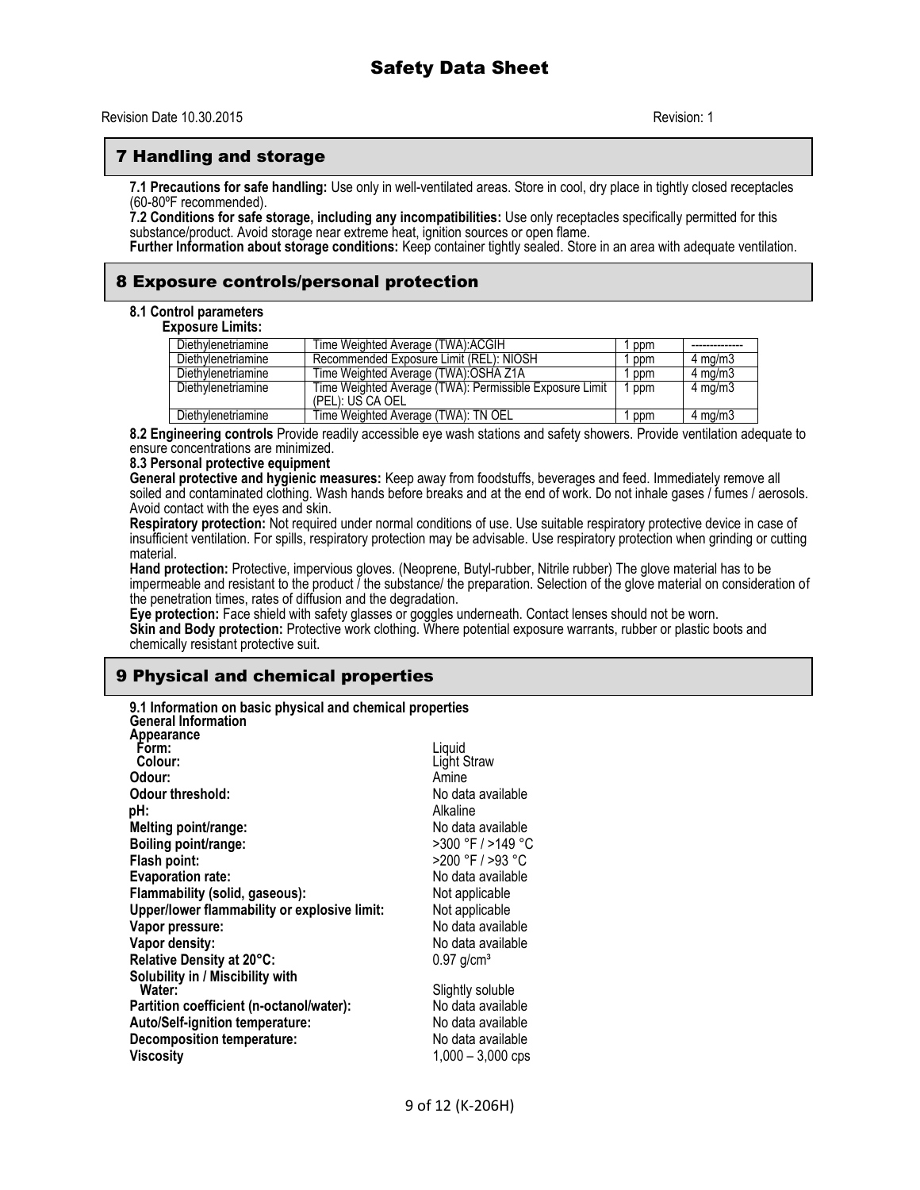# Safety Data Sheet

Revision Date 10.30.2015 Revision: 1

## 7 Handling and storage

**7.1 Precautions for safe handling:** Use only in well-ventilated areas. Store in cool, dry place in tightly closed receptacles (60-80ºF recommended).

**7.2 Conditions for safe storage, including any incompatibilities:** Use only receptacles specifically permitted for this substance/product. Avoid storage near extreme heat, ignition sources or open flame.

**Further Information about storage conditions:** Keep container tightly sealed. Store in an area with adequate ventilation.

## 8 Exposure controls/personal protection

**8.1 Control parameters**

**Exposure Limits:**

| | | | |
|---|---|---|---|
| Diethylenetriamine | Time Weighted Average (TWA):ACGIH | 1 ppm | -------------- |
| Diethylenetriamine | Recommended Exposure Limit (REL): NIOSH | 1 ppm | 4 mg/m3 |
| Diethylenetriamine | Time Weighted Average (TWA):OSHA Z1A | 1 ppm | 4 mg/m3 |
| Diethylenetriamine | Time Weighted Average (TWA): Permissible Exposure Limit (PEL): US CA OEL | 1 ppm | 4 mg/m3 |
| Diethylenetriamine | Time Weighted Average (TWA): TN OEL | 1 ppm | 4 mg/m3 |

**8.2 Engineering controls** Provide readily accessible eye wash stations and safety showers. Provide ventilation adequate to ensure concentrations are minimized.

**8.3 Personal protective equipment**

**General protective and hygienic measures:** Keep away from foodstuffs, beverages and feed. Immediately remove all soiled and contaminated clothing. Wash hands before breaks and at the end of work. Do not inhale gases / fumes / aerosols. Avoid contact with the eyes and skin.

**Respiratory protection:** Not required under normal conditions of use. Use suitable respiratory protective device in case of insufficient ventilation. For spills, respiratory protection may be advisable. Use respiratory protection when grinding or cutting material.

**Hand protection:** Protective, impervious gloves. (Neoprene, Butyl-rubber, Nitrile rubber) The glove material has to be impermeable and resistant to the product / the substance/ the preparation. Selection of the glove material on consideration of the penetration times, rates of diffusion and the degradation.

**Eye protection:** Face shield with safety glasses or goggles underneath. Contact lenses should not be worn.

**Skin and Body protection:** Protective work clothing. Where potential exposure warrants, rubber or plastic boots and chemically resistant protective suit.

## 9 Physical and chemical properties

**9.1 Information on basic physical and chemical properties**

**General Information**

**Appearance**

| | |
|---|---|
| **Form:** | Liquid |
| **Colour:** | Light Straw |
| **Odour:** | Amine |
| **Odour threshold:** | No data available |
| **pH:** | Alkaline |
| **Melting point/range:** | No data available |
| **Boiling point/range:** | >300 °F / >149 °C |
| **Flash point:** | >200 °F / >93 °C |
| **Evaporation rate:** | No data available |
| **Flammability (solid, gaseous):** | Not applicable |
| **Upper/lower flammability or explosive limit:** | Not applicable |
| **Vapor pressure:** | No data available |
| **Vapor density:** | No data available |
| **Relative Density at 20°C:** | 0.97 g/cm³ |
| **Solubility in / Miscibility with Water:** | Slightly soluble |
| **Partition coefficient (n-octanol/water):** | No data available |
| **Auto/Self-ignition temperature:** | No data available |
| **Decomposition temperature:** | No data available |
| **Viscosity** | 1,000 – 3,000 cps |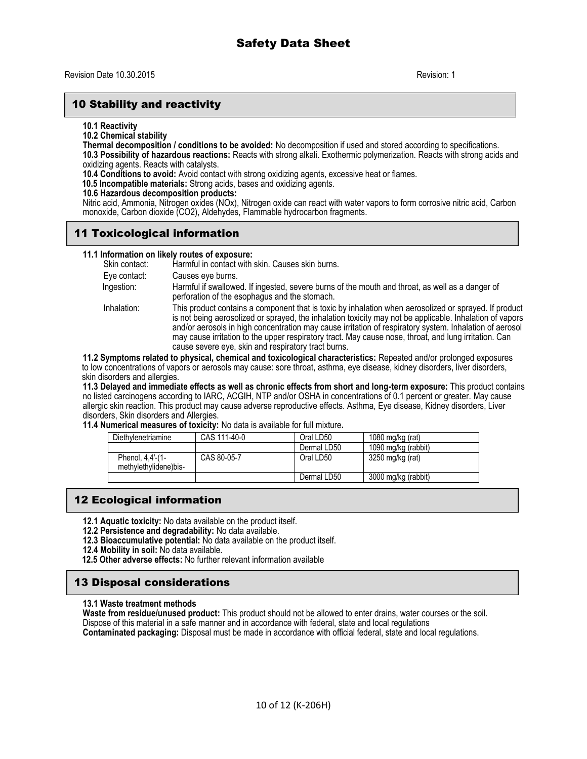# Safety Data Sheet

Revision Date 10.30.2015 Revision: 1

## 10 Stability and reactivity

**10.1 Reactivity**

**10.2 Chemical stability**

**Thermal decomposition / conditions to be avoided:** No decomposition if used and stored according to specifications.

**10.3 Possibility of hazardous reactions:** Reacts with strong alkali. Exothermic polymerization. Reacts with strong acids and oxidizing agents. Reacts with catalysts.

**10.4 Conditions to avoid:** Avoid contact with strong oxidizing agents, excessive heat or flames.

**10.5 Incompatible materials:** Strong acids, bases and oxidizing agents.

**10.6 Hazardous decomposition products:**

Nitric acid, Ammonia, Nitrogen oxides (NOx), Nitrogen oxide can react with water vapors to form corrosive nitric acid, Carbon monoxide, Carbon dioxide ($CO_2$), Aldehydes, Flammable hydrocarbon fragments.

## 11 Toxicological information

**11.1 Information on likely routes of exposure:**

- Skin contact: Harmful in contact with skin. Causes skin burns.
- Eye contact: Causes eye burns.
- Ingestion: Harmful if swallowed. If ingested, severe burns of the mouth and throat, as well as a danger of perforation of the esophagus and the stomach.
- Inhalation: This product contains a component that is toxic by inhalation when aerosolized or sprayed. If product is not being aerosolized or sprayed, the inhalation toxicity may not be applicable. Inhalation of vapors and/or aerosols in high concentration may cause irritation of respiratory system. Inhalation of aerosol may cause irritation to the upper respiratory tract. May cause nose, throat, and lung irritation. Can cause severe eye, skin and respiratory tract burns.

**11.2 Symptoms related to physical, chemical and toxicological characteristics:** Repeated and/or prolonged exposures to low concentrations of vapors or aerosols may cause: sore throat, asthma, eye disease, kidney disorders, liver disorders, skin disorders and allergies.

**11.3 Delayed and immediate effects as well as chronic effects from short and long-term exposure:** This product contains no listed carcinogens according to IARC, ACGIH, NTP and/or OSHA in concentrations of 0.1 percent or greater. May cause allergic skin reaction. This product may cause adverse reproductive effects. Asthma, Eye disease, Kidney disorders, Liver disorders, Skin disorders and Allergies.

**11.4 Numerical measures of toxicity:** No data is available for full mixture**.**

| Diethylenetriamine | CAS 111-40-0 | Oral LD50 | 1080 mg/kg (rat) |
|---|---|---|---|
| | | Dermal LD50 | 1090 mg/kg (rabbit) |
| Phenol, 4,4'-(1-methylethylidene)bis- | CAS 80-05-7 | Oral LD50 | 3250 mg/kg (rat) |
| | | Dermal LD50 | 3000 mg/kg (rabbit) |

## 12 Ecological information

**12.1 Aquatic toxicity:** No data available on the product itself.

**12.2 Persistence and degradability:** No data available.

**12.3 Bioaccumulative potential:** No data available on the product itself.

**12.4 Mobility in soil:** No data available.

**12.5 Other adverse effects:** No further relevant information available

## 13 Disposal considerations

**13.1 Waste treatment methods**

**Waste from residue/unused product:** This product should not be allowed to enter drains, water courses or the soil. Dispose of this material in a safe manner and in accordance with federal, state and local regulations

**Contaminated packaging:** Disposal must be made in accordance with official federal, state and local regulations.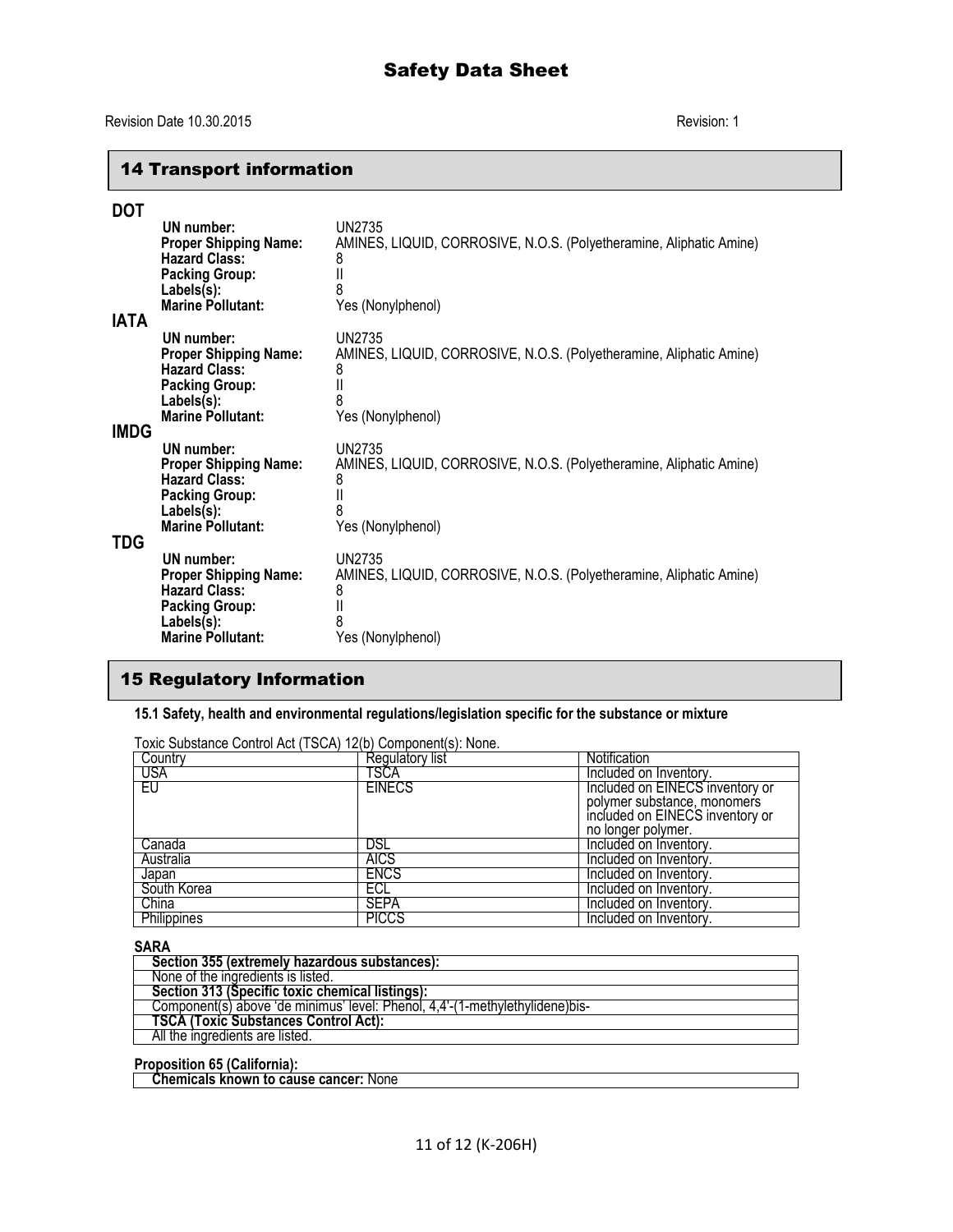# Safety Data Sheet

Revision Date 10.30.2015 Revision: 1

## 14 Transport information

### DOT

**UN number:** UN2735
**Proper Shipping Name:** AMINES, LIQUID, CORROSIVE, N.O.S. (Polyetheramine, Aliphatic Amine)
**Hazard Class:** 8
**Packing Group:** II
**Labels(s):** 8
**Marine Pollutant:** Yes (Nonylphenol)

### IATA

**UN number:** UN2735
**Proper Shipping Name:** AMINES, LIQUID, CORROSIVE, N.O.S. (Polyetheramine, Aliphatic Amine)
**Hazard Class:** 8
**Packing Group:** II
**Labels(s):** 8
**Marine Pollutant:** Yes (Nonylphenol)

### IMDG

**UN number:** UN2735
**Proper Shipping Name:** AMINES, LIQUID, CORROSIVE, N.O.S. (Polyetheramine, Aliphatic Amine)
**Hazard Class:** 8
**Packing Group:** II
**Labels(s):** 8
**Marine Pollutant:** Yes (Nonylphenol)

### TDG

**UN number:** UN2735
**Proper Shipping Name:** AMINES, LIQUID, CORROSIVE, N.O.S. (Polyetheramine, Aliphatic Amine)
**Hazard Class:** 8
**Packing Group:** II
**Labels(s):** 8
**Marine Pollutant:** Yes (Nonylphenol)

## 15 Regulatory Information

**15.1 Safety, health and environmental regulations/legislation specific for the substance or mixture**

Toxic Substance Control Act (TSCA) 12(b) Component(s): None.

| Country | Regulatory list | Notification |
|---|---|---|
| USA | TSCA | Included on Inventory. |
| EU | EINECS | Included on EINECS inventory or polymer substance, monomers included on EINECS inventory or no longer polymer. |
| Canada | DSL | Included on Inventory. |
| Australia | AICS | Included on Inventory. |
| Japan | ENCS | Included on Inventory. |
| South Korea | ECL | Included on Inventory. |
| China | SEPA | Included on Inventory. |
| Philippines | PICCS | Included on Inventory. |

**SARA**

| **Section 355 (extremely hazardous substances):** |
|---|
| None of the ingredients is listed. |
| **Section 313 (Specific toxic chemical listings):** |
| Component(s) above 'de minimus' level: Phenol, 4,4'-(1-methylethylidene)bis- |
| **TSCA (Toxic Substances Control Act):** |
| All the ingredients are listed. |

**Proposition 65 (California):**

| **Chemicals known to cause cancer:** None |
|---|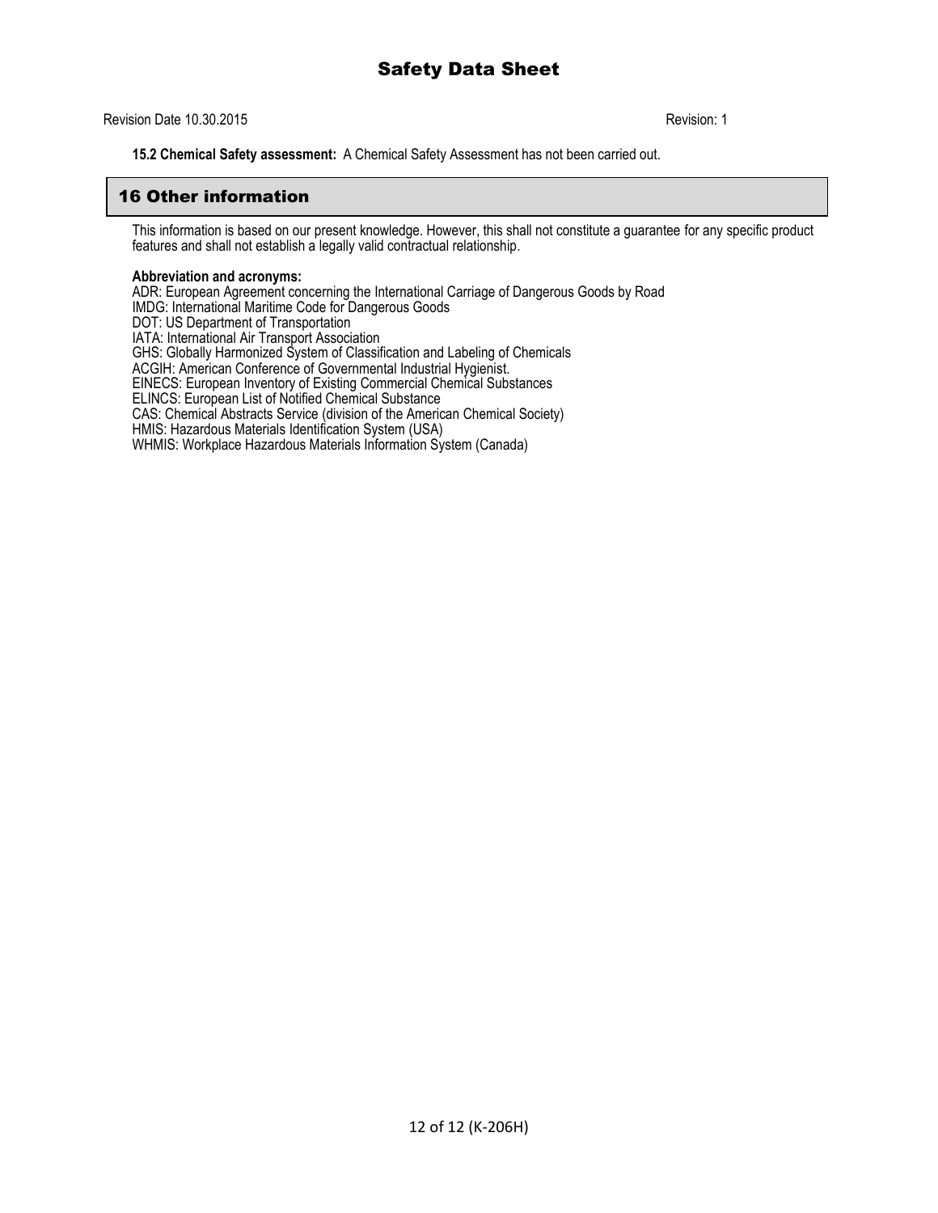**15.2 Chemical Safety assessment:** A Chemical Safety Assessment has not been carried out.

## 16 Other information

This information is based on our present knowledge. However, this shall not constitute a guarantee for any specific product features and shall not establish a legally valid contractual relationship.

**Abbreviation and acronyms:**
ADR: European Agreement concerning the International Carriage of Dangerous Goods by Road
IMDG: International Maritime Code for Dangerous Goods
DOT: US Department of Transportation
IATA: International Air Transport Association
GHS: Globally Harmonized System of Classification and Labeling of Chemicals
ACGIH: American Conference of Governmental Industrial Hygienist.
EINECS: European Inventory of Existing Commercial Chemical Substances
ELINCS: European List of Notified Chemical Substance
CAS: Chemical Abstracts Service (division of the American Chemical Society)
HMIS: Hazardous Materials Identification System (USA)
WHMIS: Workplace Hazardous Materials Information System (Canada)